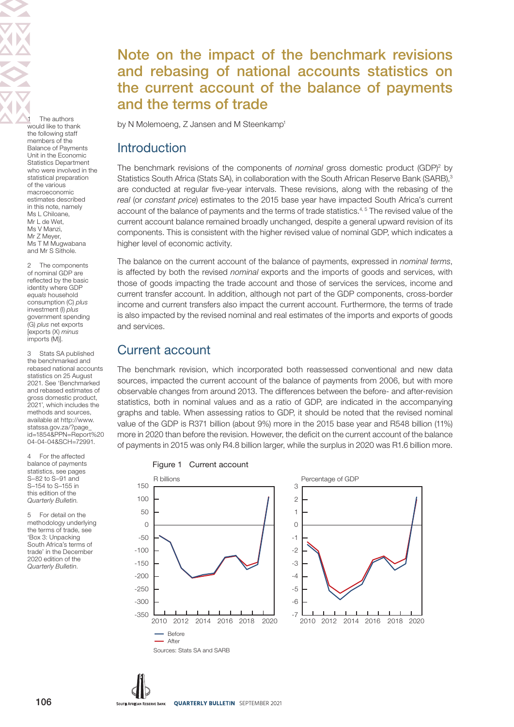# Note on the impact of the benchmark revisions and rebasing of national accounts statistics on the current account of the balance of payments and the terms of trade

by N Molemoeng, Z Jansen and M Steenkamp[1]

## Introduction

The benchmark revisions of the components of *nominal* gross domestic product (GDP)[2] by Statistics South Africa (Stats SA), in collaboration with the South African Reserve Bank (SARB),[3] are conducted at regular five-year intervals. These revisions, along with the rebasing of the *real* (or *constant price*) estimates to the 2015 base year have impacted South Africa's current account of the balance of payments and the terms of trade statistics.[4, 5] The revised value of the current account balance remained broadly unchanged, despite a general upward revision of its components. This is consistent with the higher revised value of nominal GDP, which indicates a higher level of economic activity.

The balance on the current account of the balance of payments, expressed in *nominal terms*, is affected by both the revised *nominal* exports and the imports of goods and services, with those of goods impacting the trade account and those of services the services, income and current transfer account. In addition, although not part of the GDP components, cross-border income and current transfers also impact the current account. Furthermore, the terms of trade is also impacted by the revised nominal and real estimates of the imports and exports of goods and services.

## Current account

The benchmark revision, which incorporated both reassessed conventional and new data sources, impacted the current account of the balance of payments from 2006, but with more observable changes from around 2013. The differences between the before- and after-revision statistics, both in nominal values and as a ratio of GDP, are indicated in the accompanying graphs and table. When assessing ratios to GDP, it should be noted that the revised nominal value of the GDP is R371 billion (about 9%) more in the 2015 base year and R548 billion (11%) more in 2020 than before the revision. However, the deficit on the current account of the balance of payments in 2015 was only R4.8 billion larger, while the surplus in 2020 was R1.6 billion more.

Figure 1 Current account

Sources: Stats SA and SARB

1 The authors would like to thank the following staff members of the Balance of Payments Unit in the Economic Statistics Department who were involved in the statistical preparation of the various macroeconomic estimates described in this note, namely Ms L Chiloane, Mr L de Wet, Ms V Manzi, Mr Z Meyer, Ms T M Mugwabana and Mr S Sithole.

2 The components of nominal GDP are reflected by the basic identity where GDP *equals* household consumption (C) *plus* investment (I) *plus* government spending (G) *plus* net exports [exports (X) *minus* imports (M)].

3 Stats SA published the benchmarked and rebased national accounts statistics on 25 August 2021. See 'Benchmarked and rebased estimates of gross domestic product, 2021', which includes the methods and sources, available at http://www.statssa.gov.za/?page_id=1854&PPN=Report%2004-04-04&SCH=72991.

4 For the affected balance of payments statistics, see pages S–82 to S–91 and S–154 to S–155 in this edition of the *Quarterly Bulletin*.

5 For detail on the methodology underlying the terms of trade, see 'Box 3: Unpacking South Africa's terms of trade' in the December 2020 edition of the *Quarterly Bulletin*.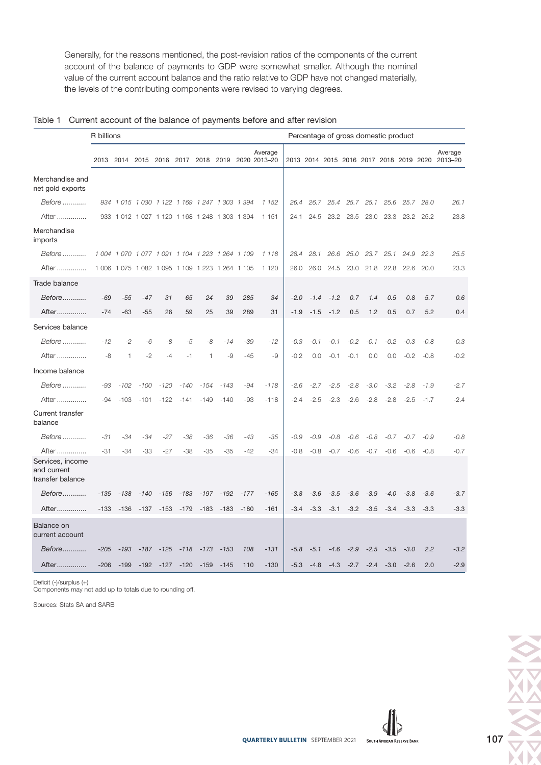Generally, for the reasons mentioned, the post-revision ratios of the components of the current account of the balance of payments to GDP were somewhat smaller. Although the nominal value of the current account balance and the ratio relative to GDP have not changed materially, the levels of the contributing components were revised to varying degrees.

Table 1 Current account of the balance of payments before and after revision

| | R billions | | | | | | | | | Percentage of gross domestic product | | | | | | | | |
|---|---|---|---|---|---|---|---|---|---|---|---|---|---|---|---|---|---|---|
| | 2013 | 2014 | 2015 | 2016 | 2017 | 2018 | 2019 | 2020 | Average 2013–20 | 2013 | 2014 | 2015 | 2016 | 2017 | 2018 | 2019 | 2020 | Average 2013–20 |
| **Merchandise and net gold exports** | | | | | | | | | | | | | | | | | | |
| *Before* | *934* | *1 015* | *1 030* | *1 122* | *1 169* | *1 247* | *1 303* | *1 394* | *1 152* | *26.4* | *26.7* | *25.4* | *25.7* | *25.1* | *25.6* | *25.7* | *28.0* | *26.1* |
| After | 933 | 1 012 | 1 027 | 1 120 | 1 168 | 1 248 | 1 303 | 1 394 | 1 151 | 24.1 | 24.5 | 23.2 | 23.5 | 23.0 | 23.3 | 23.2 | 25.2 | 23.8 |
| **Merchandise imports** | | | | | | | | | | | | | | | | | | |
| *Before* | *1 004* | *1 070* | *1 077* | *1 091* | *1 104* | *1 223* | *1 264* | *1 109* | *1 118* | *28.4* | *28.1* | *26.6* | *25.0* | *23.7* | *25.1* | *24.9* | *22.3* | *25.5* |
| After | 1 006 | 1 075 | 1 082 | 1 095 | 1 109 | 1 223 | 1 264 | 1 105 | 1 120 | 26.0 | 26.0 | 24.5 | 23.0 | 21.8 | 22.8 | 22.6 | 20.0 | 23.3 |
| **Trade balance** | | | | | | | | | | | | | | | | | | |
| *Before* | *-69* | *-55* | *-47* | *31* | *65* | *24* | *39* | *285* | *34* | *-2.0* | *-1.4* | *-1.2* | *0.7* | *1.4* | *0.5* | *0.8* | *5.7* | *0.6* |
| After | -74 | -63 | -55 | 26 | 59 | 25 | 39 | 289 | 31 | -1.9 | -1.5 | -1.2 | 0.5 | 1.2 | 0.5 | 0.7 | 5.2 | 0.4 |
| **Services balance** | | | | | | | | | | | | | | | | | | |
| *Before* | *-12* | *-2* | *-6* | *-8* | *-5* | *-8* | *-14* | *-39* | *-12* | *-0.3* | *-0.1* | *-0.1* | *-0.2* | *-0.1* | *-0.2* | *-0.3* | *-0.8* | *-0.3* |
| After | -8 | 1 | -2 | -4 | -1 | 1 | -9 | -45 | -9 | -0.2 | 0.0 | -0.1 | -0.1 | 0.0 | 0.0 | -0.2 | -0.8 | -0.2 |
| **Income balance** | | | | | | | | | | | | | | | | | | |
| *Before* | *-93* | *-102* | *-100* | *-120* | *-140* | *-154* | *-143* | *-94* | *-118* | *-2.6* | *-2.7* | *-2.5* | *-2.8* | *-3.0* | *-3.2* | *-2.8* | *-1.9* | *-2.7* |
| After | -94 | -103 | -101 | -122 | -141 | -149 | -140 | -93 | -118 | -2.4 | -2.5 | -2.3 | -2.6 | -2.8 | -2.8 | -2.5 | -1.7 | -2.4 |
| **Current transfer balance** | | | | | | | | | | | | | | | | | | |
| *Before* | *-31* | *-34* | *-34* | *-27* | *-38* | *-36* | *-36* | *-43* | *-35* | *-0.9* | *-0.9* | *-0.8* | *-0.6* | *-0.8* | *-0.7* | *-0.7* | *-0.9* | *-0.8* |
| After | -31 | -34 | -33 | -27 | -38 | -35 | -35 | -42 | -34 | -0.8 | -0.8 | -0.7 | -0.6 | -0.7 | -0.6 | -0.6 | -0.8 | -0.7 |
| **Services, income and current transfer balance** | | | | | | | | | | | | | | | | | | |
| *Before* | *-135* | *-138* | *-140* | *-156* | *-183* | *-197* | *-192* | *-177* | *-165* | *-3.8* | *-3.6* | *-3.5* | *-3.6* | *-3.9* | *-4.0* | *-3.8* | *-3.6* | *-3.7* |
| After | -133 | -136 | -137 | -153 | -179 | -183 | -183 | -180 | -161 | -3.4 | -3.3 | -3.1 | -3.2 | -3.5 | -3.4 | -3.3 | -3.3 | -3.3 |
| **Balance on current account** | | | | | | | | | | | | | | | | | | |
| *Before* | *-205* | *-193* | *-187* | *-125* | *-118* | *-173* | *-153* | *108* | *-131* | *-5.8* | *-5.1* | *-4.6* | *-2.9* | *-2.5* | *-3.5* | *-3.0* | *2.2* | *-3.2* |
| After | -206 | -199 | -192 | -127 | -120 | -159 | -145 | 110 | -130 | -5.3 | -4.8 | -4.3 | -2.7 | -2.4 | -3.0 | -2.6 | 2.0 | -2.9 |

Deficit (-)/surplus (+)
Components may not add up to totals due to rounding off.

Sources: Stats SA and SARB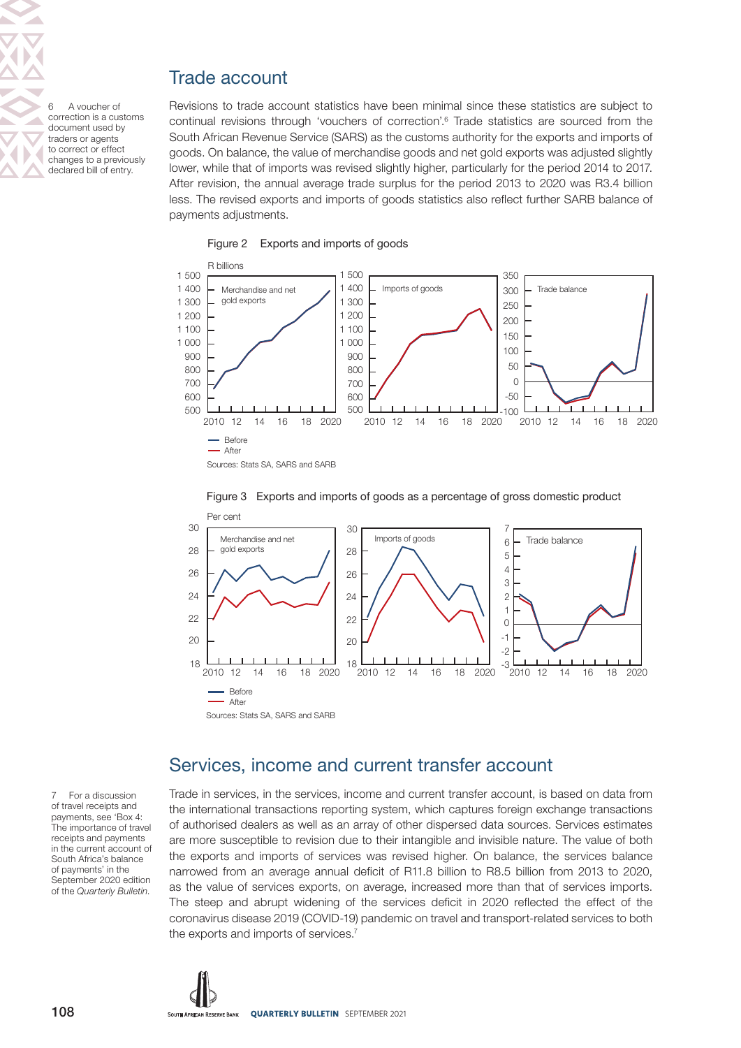## Trade account

Revisions to trade account statistics have been minimal since these statistics are subject to continual revisions through 'vouchers of correction'.[6] Trade statistics are sourced from the South African Revenue Service (SARS) as the customs authority for the exports and imports of goods. On balance, the value of merchandise goods and net gold exports was adjusted slightly lower, while that of imports was revised slightly higher, particularly for the period 2014 to 2017. After revision, the annual average trade surplus for the period 2013 to 2020 was R3.4 billion less. The revised exports and imports of goods statistics also reflect further SARB balance of payments adjustments.

6 A voucher of correction is a customs document used by traders or agents to correct or effect changes to a previously declared bill of entry.

Figure 2 Exports and imports of goods

Sources: Stats SA, SARS and SARB

Figure 3 Exports and imports of goods as a percentage of gross domestic product

Sources: Stats SA, SARS and SARB

## Services, income and current transfer account

Trade in services, in the services, income and current transfer account, is based on data from the international transactions reporting system, which captures foreign exchange transactions of authorised dealers as well as an array of other dispersed data sources. Services estimates are more susceptible to revision due to their intangible and invisible nature. The value of both the exports and imports of services was revised higher. On balance, the services balance narrowed from an average annual deficit of R11.8 billion to R8.5 billion from 2013 to 2020, as the value of services exports, on average, increased more than that of services imports. The steep and abrupt widening of the services deficit in 2020 reflected the effect of the coronavirus disease 2019 (COVID-19) pandemic on travel and transport-related services to both the exports and imports of services.[7]

7 For a discussion of travel receipts and payments, see 'Box 4: The importance of travel receipts and payments in the current account of South Africa's balance of payments' in the September 2020 edition of the *Quarterly Bulletin*.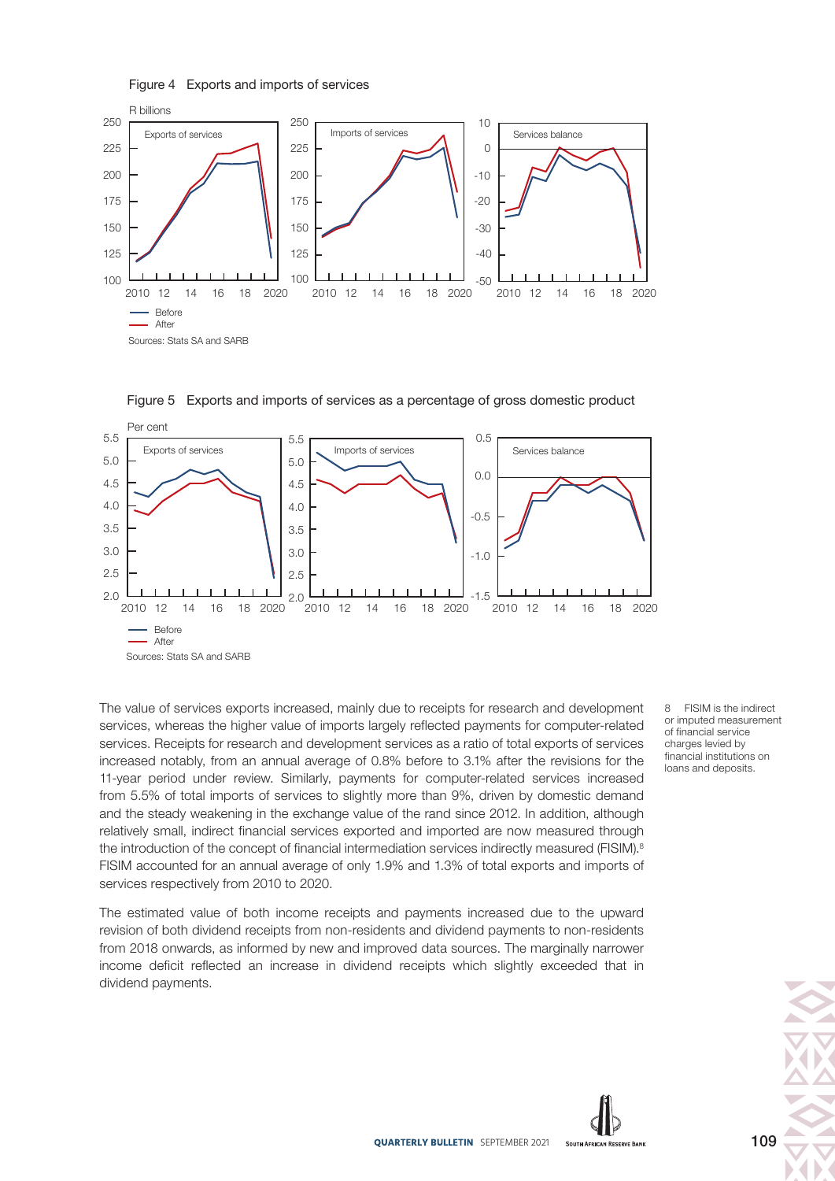Figure 4 Exports and imports of services

Sources: Stats SA and SARB

Figure 5 Exports and imports of services as a percentage of gross domestic product

Sources: Stats SA and SARB

The value of services exports increased, mainly due to receipts for research and development services, whereas the higher value of imports largely reflected payments for computer-related services. Receipts for research and development services as a ratio of total exports of services increased notably, from an annual average of 0.8% before to 3.1% after the revisions for the 11-year period under review. Similarly, payments for computer-related services increased from 5.5% of total imports of services to slightly more than 9%, driven by domestic demand and the steady weakening in the exchange value of the rand since 2012. In addition, although relatively small, indirect financial services exported and imported are now measured through the introduction of the concept of financial intermediation services indirectly measured (FISIM).[8] FISIM accounted for an annual average of only 1.9% and 1.3% of total exports and imports of services respectively from 2010 to 2020.

The estimated value of both income receipts and payments increased due to the upward revision of both dividend receipts from non-residents and dividend payments to non-residents from 2018 onwards, as informed by new and improved data sources. The marginally narrower income deficit reflected an increase in dividend receipts which slightly exceeded that in dividend payments.

8 FISIM is the indirect or imputed measurement of financial service charges levied by financial institutions on loans and deposits.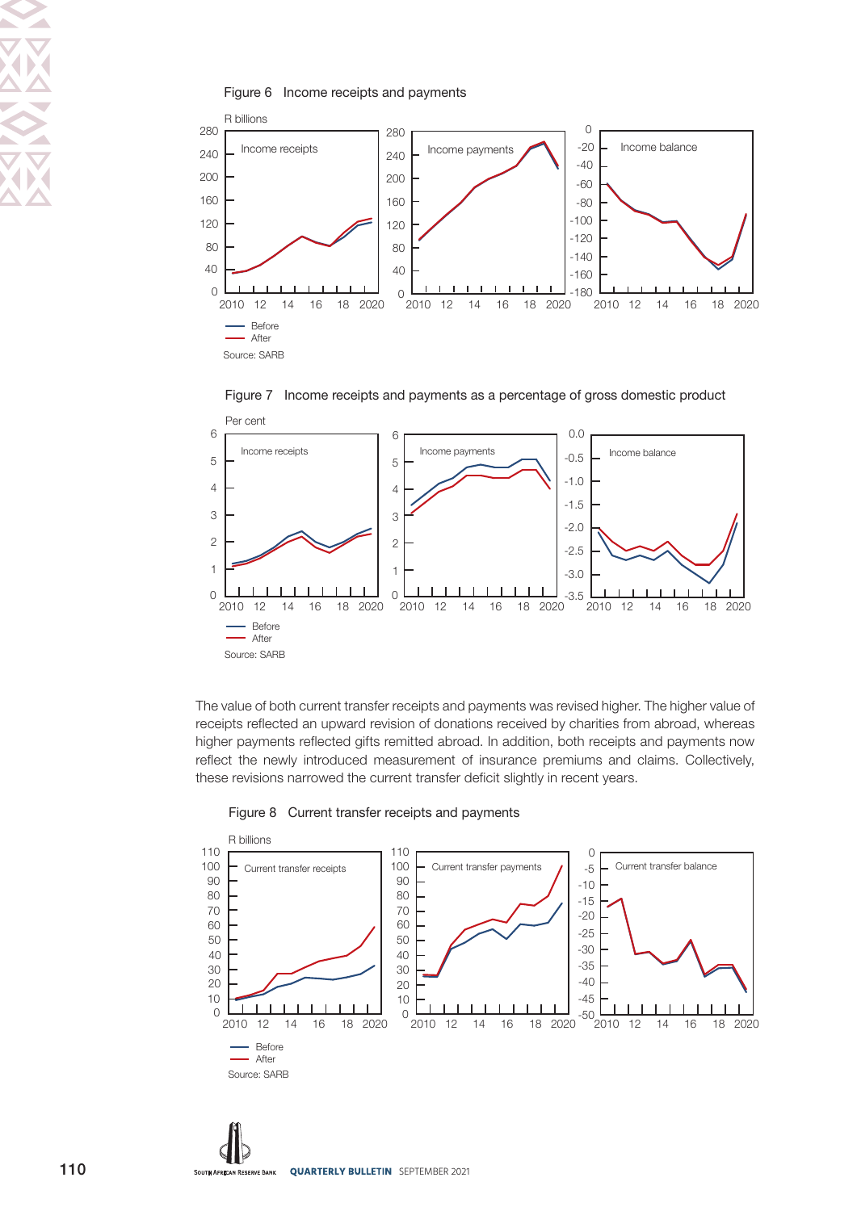Figure 6 Income receipts and payments

Source: SARB

Figure 7 Income receipts and payments as a percentage of gross domestic product

Source: SARB

The value of both current transfer receipts and payments was revised higher. The higher value of receipts reflected an upward revision of donations received by charities from abroad, whereas higher payments reflected gifts remitted abroad. In addition, both receipts and payments now reflect the newly introduced measurement of insurance premiums and claims. Collectively, these revisions narrowed the current transfer deficit slightly in recent years.

Figure 8 Current transfer receipts and payments

Source: SARB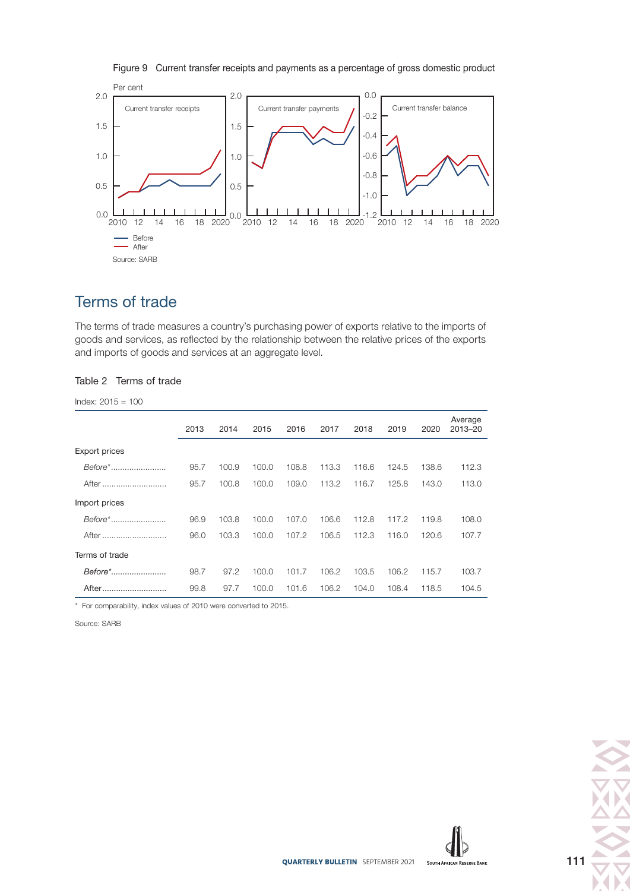Figure 9 Current transfer receipts and payments as a percentage of gross domestic product

Source: SARB

## Terms of trade

The terms of trade measures a country's purchasing power of exports relative to the imports of goods and services, as reflected by the relationship between the relative prices of the exports and imports of goods and services at an aggregate level.

Table 2 Terms of trade

Index: 2015 = 100

| | 2013 | 2014 | 2015 | 2016 | 2017 | 2018 | 2019 | 2020 | Average 2013–20 |
|---|---|---|---|---|---|---|---|---|---|
| Export prices | | | | | | | | | |
| *Before\** | 95.7 | 100.9 | 100.0 | 108.8 | 113.3 | 116.6 | 124.5 | 138.6 | 112.3 |
| After | 95.7 | 100.8 | 100.0 | 109.0 | 113.2 | 116.7 | 125.8 | 143.0 | 113.0 |
| Import prices | | | | | | | | | |
| *Before\** | 96.9 | 103.8 | 100.0 | 107.0 | 106.6 | 112.8 | 117.2 | 119.8 | 108.0 |
| After | 96.0 | 103.3 | 100.0 | 107.2 | 106.5 | 112.3 | 116.0 | 120.6 | 107.7 |
| Terms of trade | | | | | | | | | |
| *Before\** | 98.7 | 97.2 | 100.0 | 101.7 | 106.2 | 103.5 | 106.2 | 115.7 | 103.7 |
| After | 99.8 | 97.7 | 100.0 | 101.6 | 106.2 | 104.0 | 108.4 | 118.5 | 104.5 |

\* For comparability, index values of 2010 were converted to 2015.

Source: SARB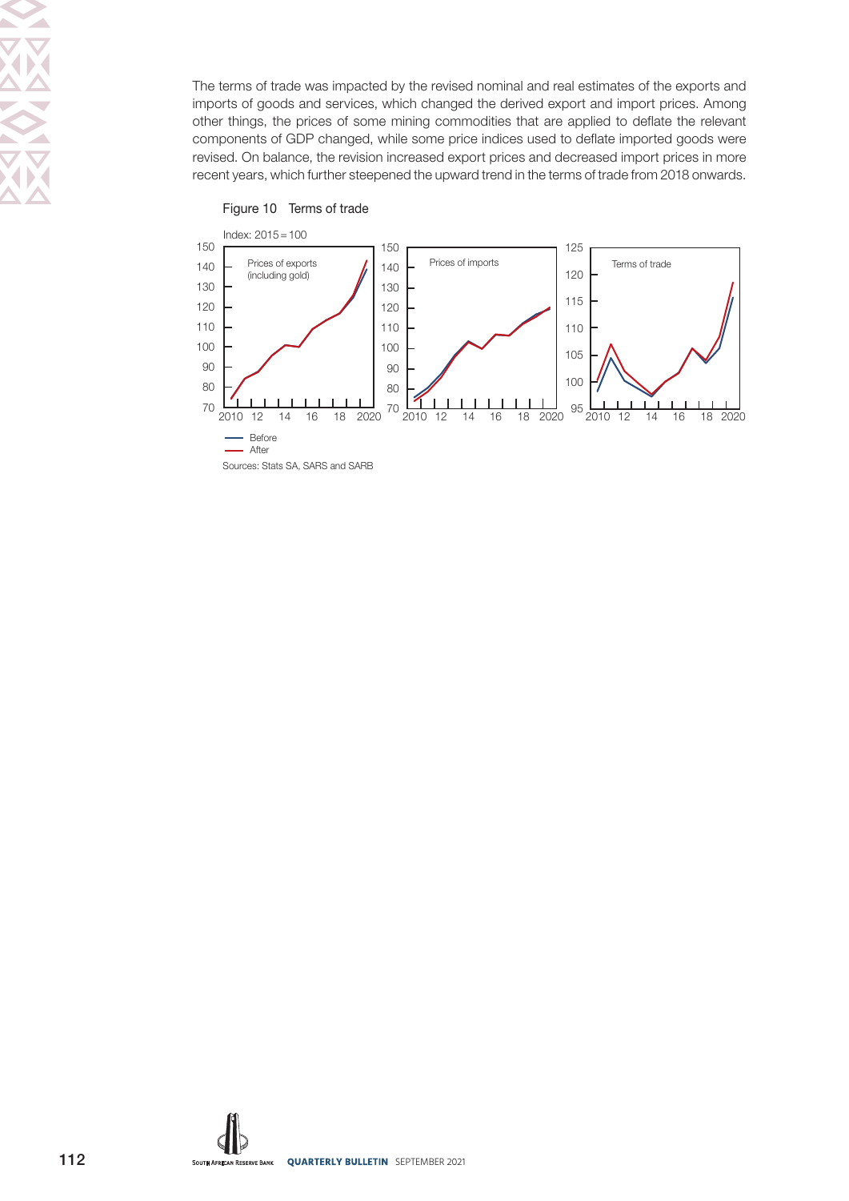The terms of trade was impacted by the revised nominal and real estimates of the exports and imports of goods and services, which changed the derived export and import prices. Among other things, the prices of some mining commodities that are applied to deflate the relevant components of GDP changed, while some price indices used to deflate imported goods were revised. On balance, the revision increased export prices and decreased import prices in more recent years, which further steepened the upward trend in the terms of trade from 2018 onwards.

Figure 10 Terms of trade

Index: 2015 = 100

Prices of exports (including gold)

150
140
130
120
110
100
90
80
70
2010 12 14 16 18 2020

Prices of imports

150
140
130
120
110
100
90
80
70
2010 12 14 16 18 2020

Terms of trade

125
120
115
110
105
100
95
2010 12 14 16 18 2020

Before
After

Sources: Stats SA, SARS and SARB